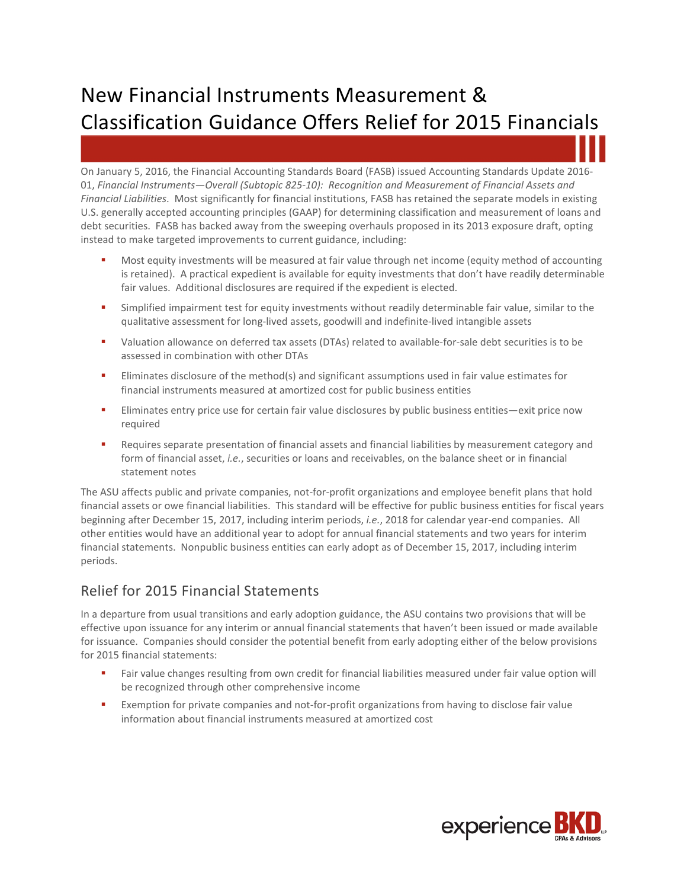# New Financial Instruments Measurement & Classification Guidance Offers Relief for 2015 Financials

On January 5, 2016, the Financial Accounting Standards Board (FASB) issued Accounting Standards Update 2016-01, *Financial Instruments—Overall (Subtopic 825-10): Recognition and Measurement of Financial Assets and Financial Liabilities*. Most significantly for financial institutions, FASB has retained the separate models in existing U.S. generally accepted accounting principles (GAAP) for determining classification and measurement of loans and debt securities. FASB has backed away from the sweeping overhauls proposed in its 2013 exposure draft, opting instead to make targeted improvements to current guidance, including:

- Most equity investments will be measured at fair value through net income (equity method of accounting is retained). A practical expedient is available for equity investments that don't have readily determinable fair values. Additional disclosures are required if the expedient is elected.
- Simplified impairment test for equity investments without readily determinable fair value, similar to the qualitative assessment for long-lived assets, goodwill and indefinite-lived intangible assets
- Valuation allowance on deferred tax assets (DTAs) related to available-for-sale debt securities is to be assessed in combination with other DTAs
- Eliminates disclosure of the method(s) and significant assumptions used in fair value estimates for financial instruments measured at amortized cost for public business entities
- Eliminates entry price use for certain fair value disclosures by public business entities—exit price now required
- Requires separate presentation of financial assets and financial liabilities by measurement category and form of financial asset, *i.e.*, securities or loans and receivables, on the balance sheet or in financial statement notes

The ASU affects public and private companies, not-for-profit organizations and employee benefit plans that hold financial assets or owe financial liabilities. This standard will be effective for public business entities for fiscal years beginning after December 15, 2017, including interim periods, *i.e.*, 2018 for calendar year-end companies. All other entities would have an additional year to adopt for annual financial statements and two years for interim financial statements. Nonpublic business entities can early adopt as of December 15, 2017, including interim periods.

## Relief for 2015 Financial Statements

In a departure from usual transitions and early adoption guidance, the ASU contains two provisions that will be effective upon issuance for any interim or annual financial statements that haven't been issued or made available for issuance. Companies should consider the potential benefit from early adopting either of the below provisions for 2015 financial statements:

- Fair value changes resulting from own credit for financial liabilities measured under fair value option will be recognized through other comprehensive income
- Exemption for private companies and not-for-profit organizations from having to disclose fair value information about financial instruments measured at amortized cost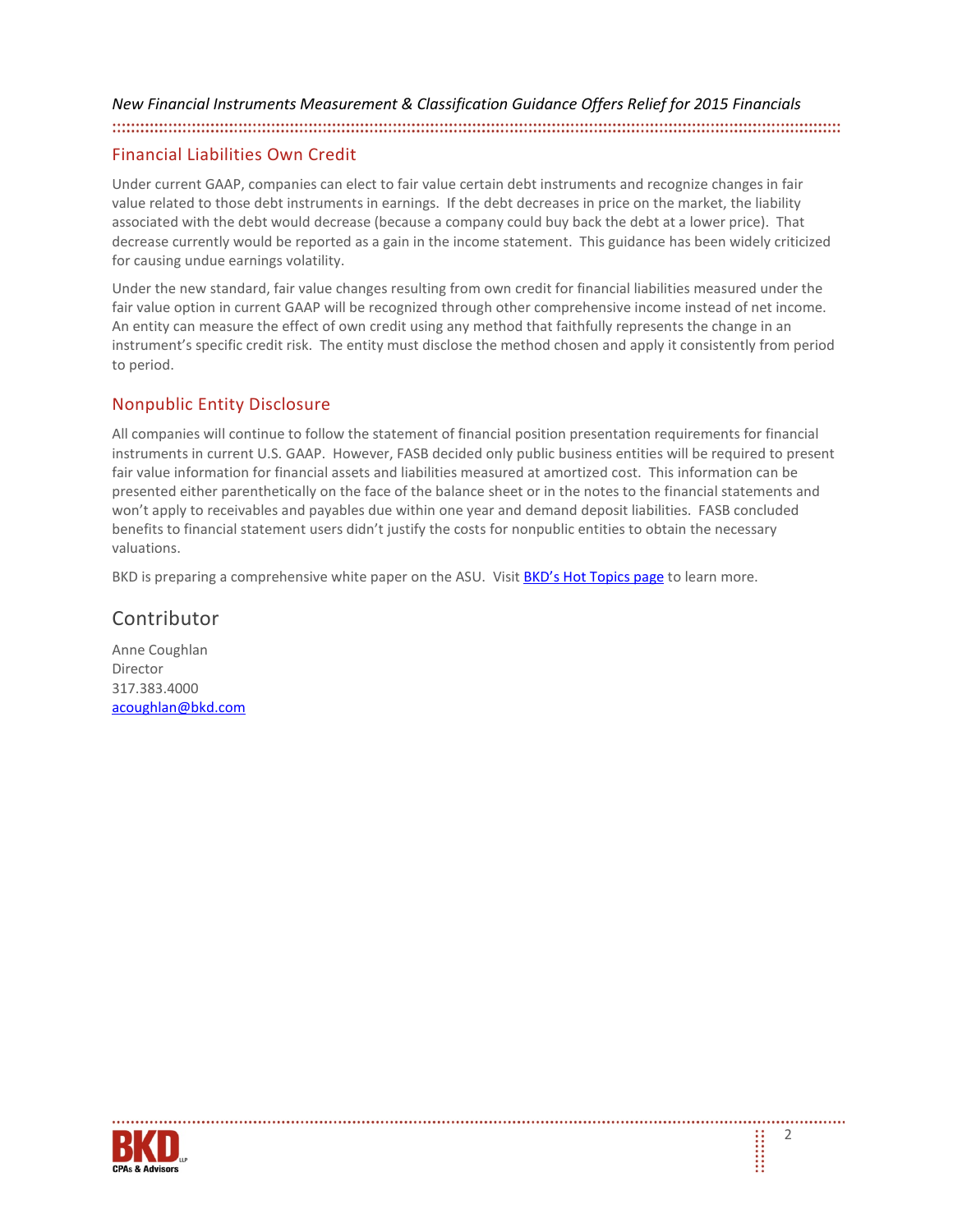## Financial Liabilities Own Credit

Under current GAAP, companies can elect to fair value certain debt instruments and recognize changes in fair value related to those debt instruments in earnings. If the debt decreases in price on the market, the liability associated with the debt would decrease (because a company could buy back the debt at a lower price). That decrease currently would be reported as a gain in the income statement. This guidance has been widely criticized for causing undue earnings volatility.

Under the new standard, fair value changes resulting from own credit for financial liabilities measured under the fair value option in current GAAP will be recognized through other comprehensive income instead of net income. An entity can measure the effect of own credit using any method that faithfully represents the change in an instrument's specific credit risk. The entity must disclose the method chosen and apply it consistently from period to period.

## Nonpublic Entity Disclosure

All companies will continue to follow the statement of financial position presentation requirements for financial instruments in current U.S. GAAP. However, FASB decided only public business entities will be required to present fair value information for financial assets and liabilities measured at amortized cost. This information can be presented either parenthetically on the face of the balance sheet or in the notes to the financial statements and won't apply to receivables and payables due within one year and demand deposit liabilities. FASB concluded benefits to financial statement users didn't justify the costs for nonpublic entities to obtain the necessary valuations.

BKD is preparing a comprehensive white paper on the ASU. Visit [BKD's Hot Topics page]() to learn more.

## Contributor

Anne Coughlan
Director
317.383.4000
[acoughlan@bkd.com](mailto:acoughlan@bkd.com)